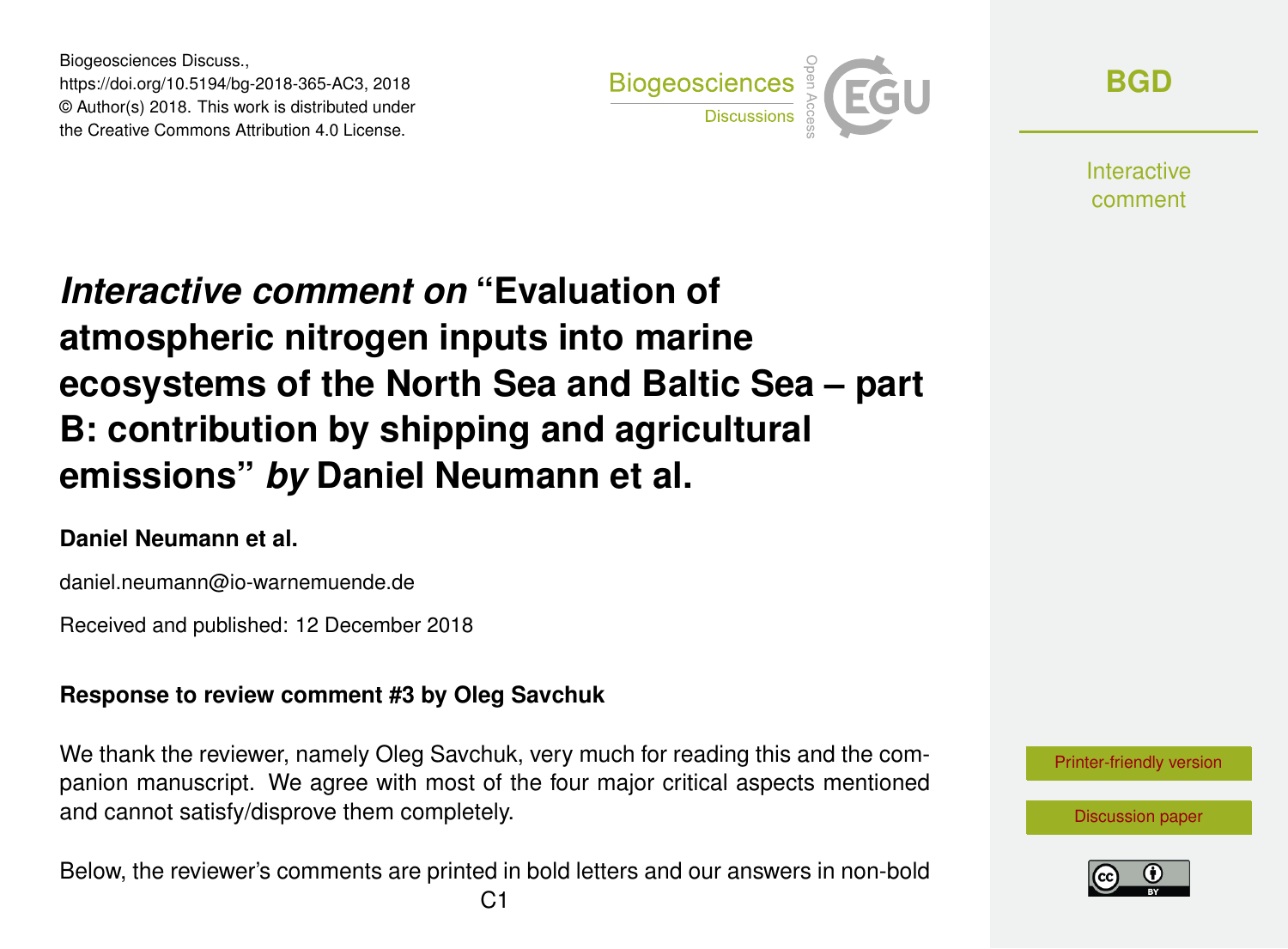Biogeosciences Discuss.,
https://doi.org/10.5194/bg-2018-365-AC3, 2018
© Author(s) 2018. This work is distributed under
the Creative Commons Attribution 4.0 License.

# *Interactive comment on* "Evaluation of atmospheric nitrogen inputs into marine ecosystems of the North Sea and Baltic Sea – part B: contribution by shipping and agricultural emissions" *by* Daniel Neumann et al.

**Daniel Neumann et al.**

daniel.neumann@io-warnemuende.de

Received and published: 12 December 2018

**Response to review comment #3 by Oleg Savchuk**

We thank the reviewer, namely Oleg Savchuk, very much for reading this and the companion manuscript. We agree with most of the four major critical aspects mentioned and cannot satisfy/disprove them completely.

Below, the reviewer's comments are printed in bold letters and our answers in non-bold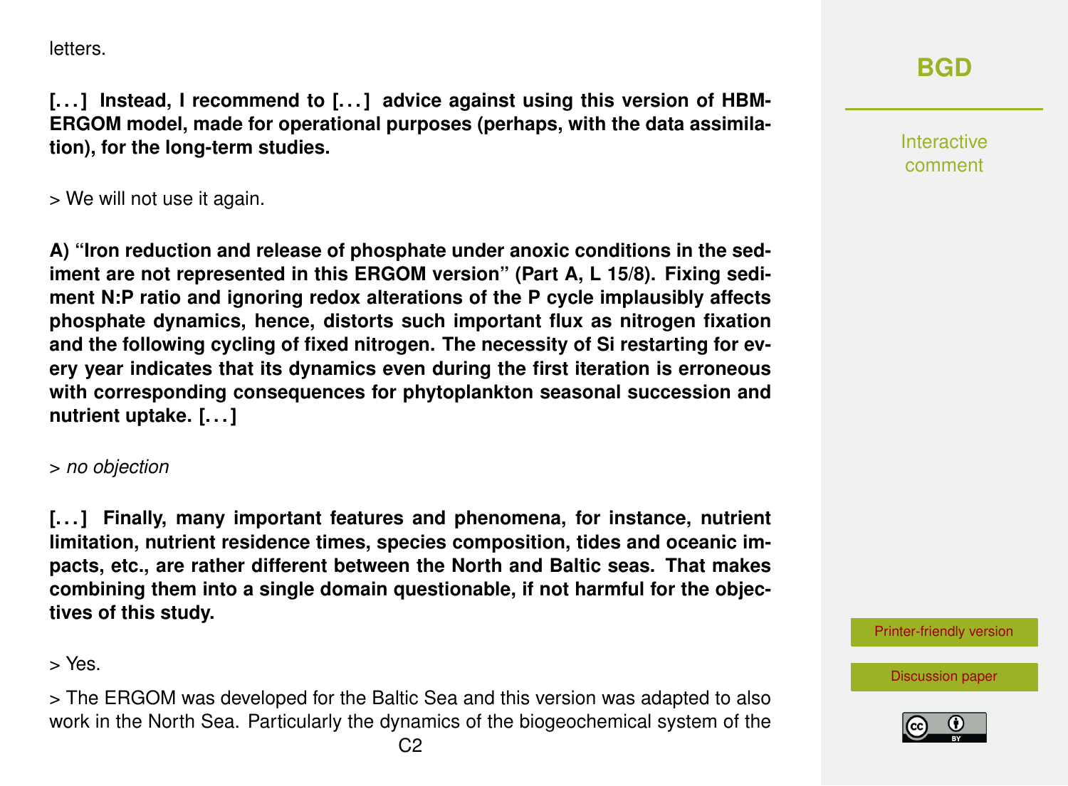letters.

**[. . . ] Instead, I recommend to [. . . ] advice against using this version of HBM-ERGOM model, made for operational purposes (perhaps, with the data assimilation), for the long-term studies.**

> We will not use it again.

**A) "Iron reduction and release of phosphate under anoxic conditions in the sediment are not represented in this ERGOM version" (Part A, L 15/8). Fixing sediment N:P ratio and ignoring redox alterations of the P cycle implausibly affects phosphate dynamics, hence, distorts such important flux as nitrogen fixation and the following cycling of fixed nitrogen. The necessity of Si restarting for every year indicates that its dynamics even during the first iteration is erroneous with corresponding consequences for phytoplankton seasonal succession and nutrient uptake. [. . . ]**

> *no objection*

**[. . . ] Finally, many important features and phenomena, for instance, nutrient limitation, nutrient residence times, species composition, tides and oceanic impacts, etc., are rather different between the North and Baltic seas. That makes combining them into a single domain questionable, if not harmful for the objectives of this study.**

> Yes.

> The ERGOM was developed for the Baltic Sea and this version was adapted to also work in the North Sea. Particularly the dynamics of the biogeochemical system of the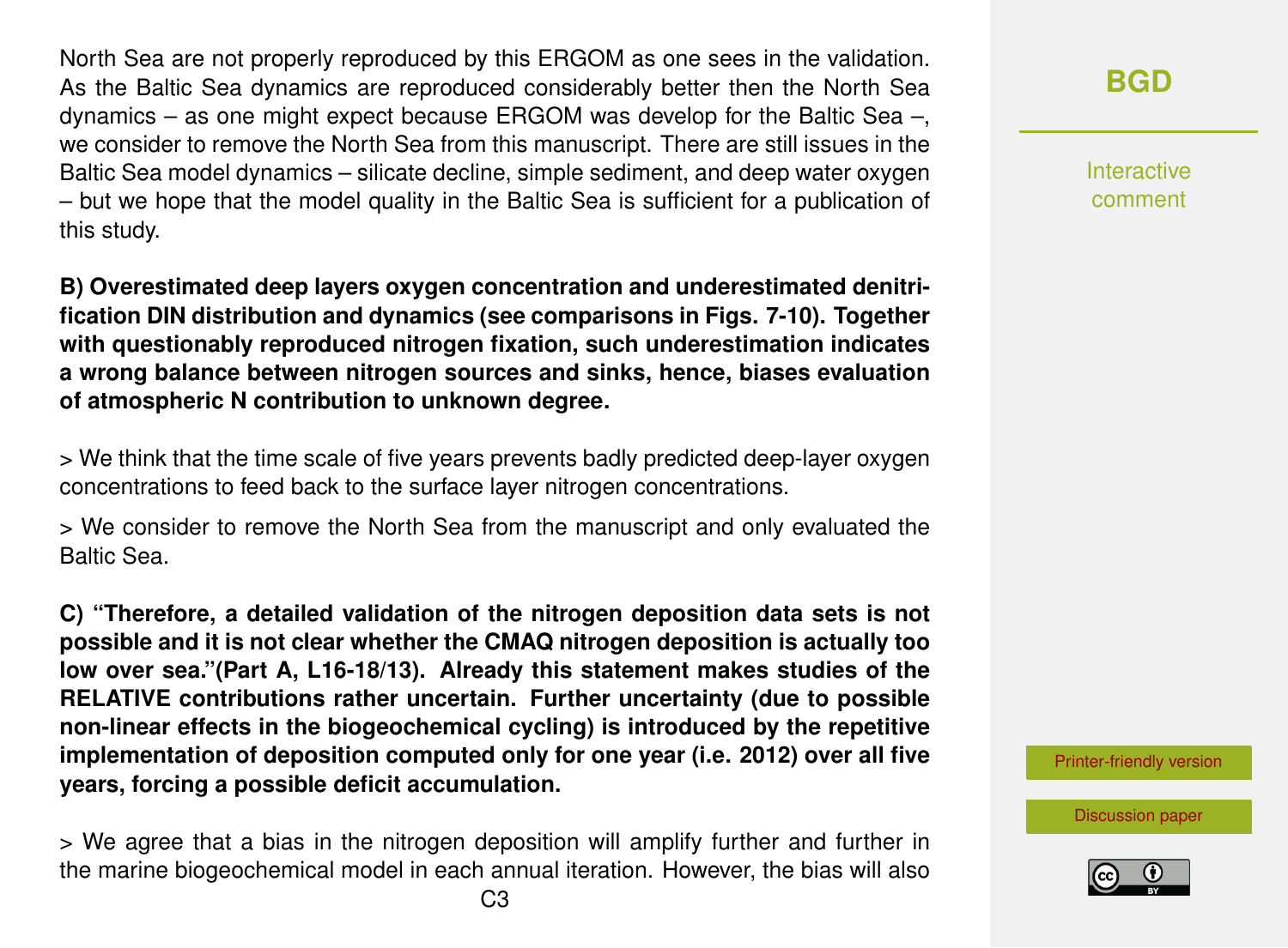North Sea are not properly reproduced by this ERGOM as one sees in the validation. As the Baltic Sea dynamics are reproduced considerably better then the North Sea dynamics – as one might expect because ERGOM was develop for the Baltic Sea –, we consider to remove the North Sea from this manuscript. There are still issues in the Baltic Sea model dynamics – silicate decline, simple sediment, and deep water oxygen – but we hope that the model quality in the Baltic Sea is sufficient for a publication of this study.

**B) Overestimated deep layers oxygen concentration and underestimated denitrification DIN distribution and dynamics (see comparisons in Figs. 7-10). Together with questionably reproduced nitrogen fixation, such underestimation indicates a wrong balance between nitrogen sources and sinks, hence, biases evaluation of atmospheric N contribution to unknown degree.**

> We think that the time scale of five years prevents badly predicted deep-layer oxygen concentrations to feed back to the surface layer nitrogen concentrations.

> We consider to remove the North Sea from the manuscript and only evaluated the Baltic Sea.

**C) "Therefore, a detailed validation of the nitrogen deposition data sets is not possible and it is not clear whether the CMAQ nitrogen deposition is actually too low over sea."(Part A, L16-18/13). Already this statement makes studies of the RELATIVE contributions rather uncertain. Further uncertainty (due to possible non-linear effects in the biogeochemical cycling) is introduced by the repetitive implementation of deposition computed only for one year (i.e. 2012) over all five years, forcing a possible deficit accumulation.**

> We agree that a bias in the nitrogen deposition will amplify further and further in the marine biogeochemical model in each annual iteration. However, the bias will also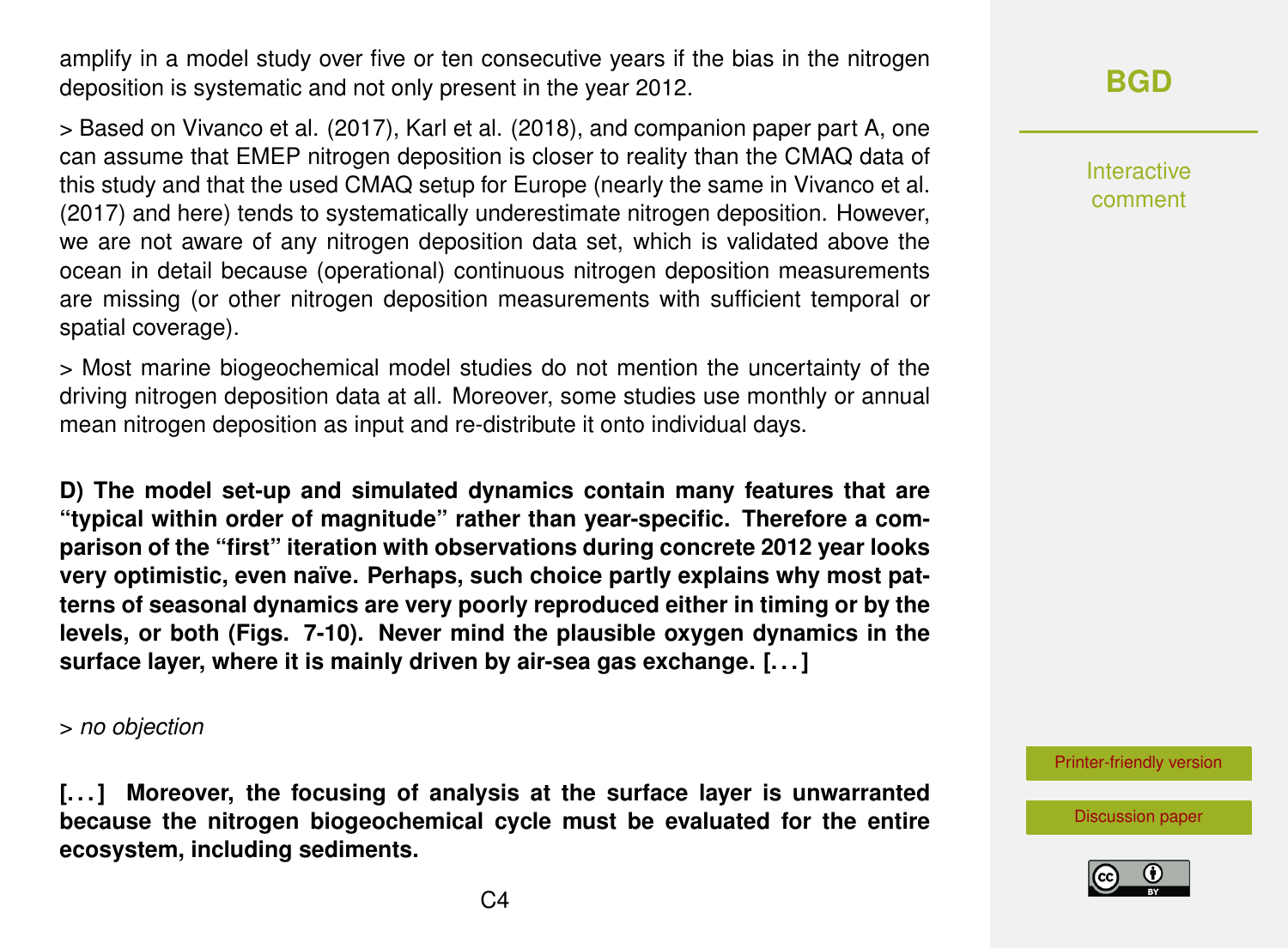amplify in a model study over five or ten consecutive years if the bias in the nitrogen deposition is systematic and not only present in the year 2012.

> Based on Vivanco et al. (2017), Karl et al. (2018), and companion paper part A, one can assume that EMEP nitrogen deposition is closer to reality than the CMAQ data of this study and that the used CMAQ setup for Europe (nearly the same in Vivanco et al. (2017) and here) tends to systematically underestimate nitrogen deposition. However, we are not aware of any nitrogen deposition data set, which is validated above the ocean in detail because (operational) continuous nitrogen deposition measurements are missing (or other nitrogen deposition measurements with sufficient temporal or spatial coverage).

> Most marine biogeochemical model studies do not mention the uncertainty of the driving nitrogen deposition data at all. Moreover, some studies use monthly or annual mean nitrogen deposition as input and re-distribute it onto individual days.

**D) The model set-up and simulated dynamics contain many features that are "typical within order of magnitude" rather than year-specific. Therefore a comparison of the "first" iteration with observations during concrete 2012 year looks very optimistic, even naïve. Perhaps, such choice partly explains why most patterns of seasonal dynamics are very poorly reproduced either in timing or by the levels, or both (Figs. 7-10). Never mind the plausible oxygen dynamics in the surface layer, where it is mainly driven by air-sea gas exchange. [...]**

> *no objection*

**[...] Moreover, the focusing of analysis at the surface layer is unwarranted because the nitrogen biogeochemical cycle must be evaluated for the entire ecosystem, including sediments.**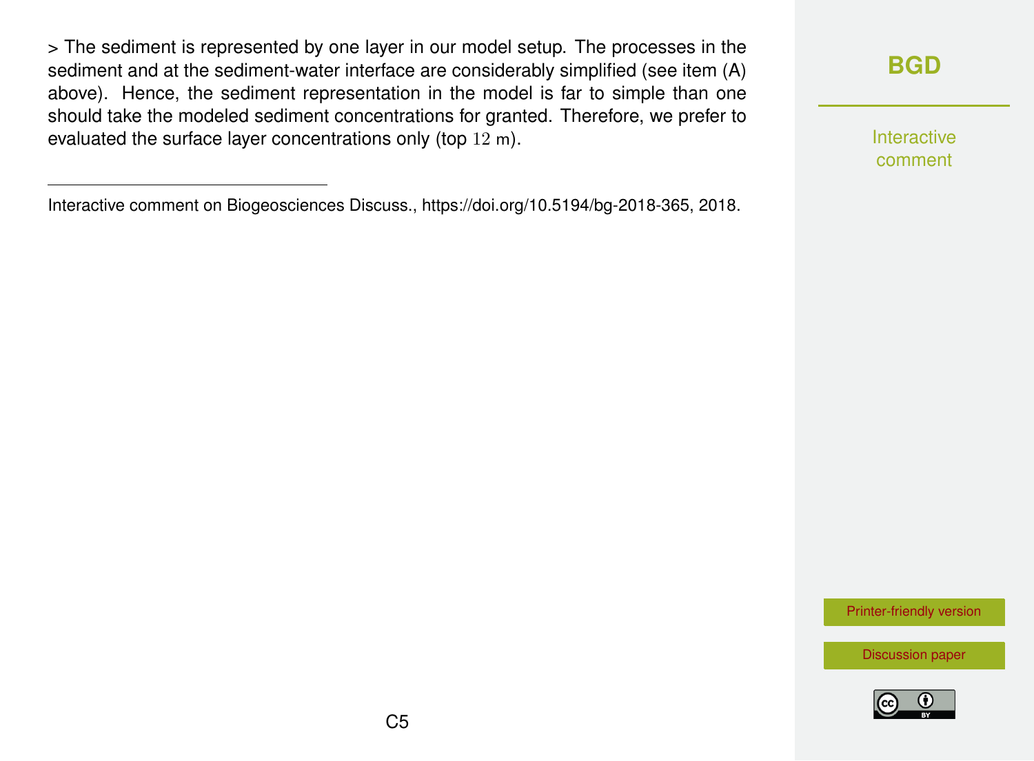> The sediment is represented by one layer in our model setup. The processes in the sediment and at the sediment-water interface are considerably simplified (see item (A) above). Hence, the sediment representation in the model is far to simple than one should take the modeled sediment concentrations for granted. Therefore, we prefer to evaluated the surface layer concentrations only (top $12\ \mathrm{m}$).

---

Interactive comment on Biogeosciences Discuss., https://doi.org/10.5194/bg-2018-365, 2018.